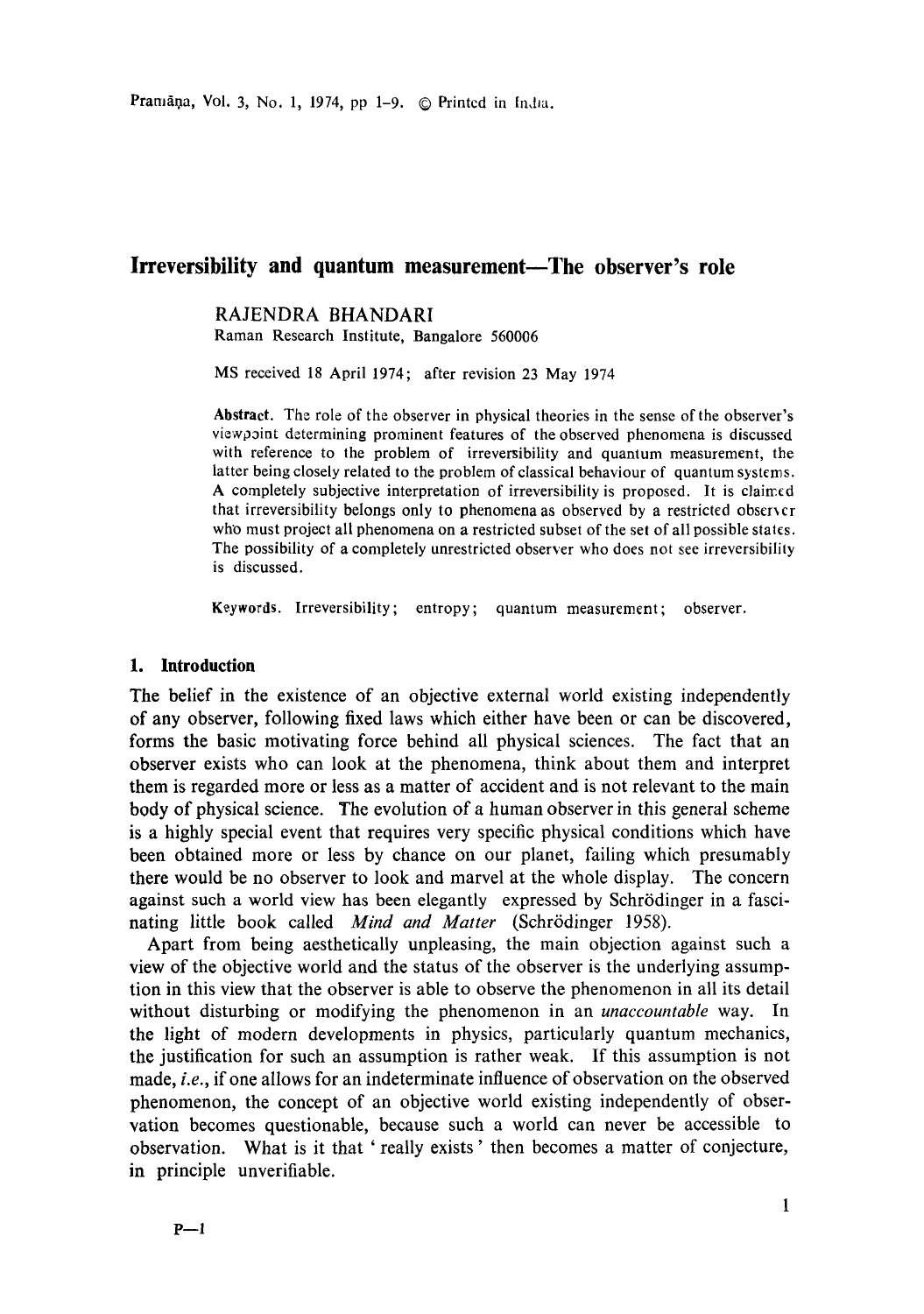# Irreversibility and quantum measurement—The observer's role

RAJENDRA BHANDARI
Raman Research Institute, Bangalore 560006

MS received 18 April 1974; after revision 23 May 1974

**Abstract.** The role of the observer in physical theories in the sense of the observer's viewpoint determining prominent features of the observed phenomena is discussed with reference to the problem of irreversibility and quantum measurement, the latter being closely related to the problem of classical behaviour of quantum systems. A completely subjective interpretation of irreversibility is proposed. It is claimed that irreversibility belongs only to phenomena as observed by a restricted observer who must project all phenomena on a restricted subset of the set of all possible states. The possibility of a completely unrestricted observer who does not see irreversibility is discussed.

**Keywords.** Irreversibility; entropy; quantum measurement; observer.

## 1. Introduction

The belief in the existence of an objective external world existing independently of any observer, following fixed laws which either have been or can be discovered, forms the basic motivating force behind all physical sciences. The fact that an observer exists who can look at the phenomena, think about them and interpret them is regarded more or less as a matter of accident and is not relevant to the main body of physical science. The evolution of a human observer in this general scheme is a highly special event that requires very specific physical conditions which have been obtained more or less by chance on our planet, failing which presumably there would be no observer to look and marvel at the whole display. The concern against such a world view has been elegantly expressed by Schrödinger in a fascinating little book called *Mind and Matter* (Schrödinger 1958).

Apart from being aesthetically unpleasing, the main objection against such a view of the objective world and the status of the observer is the underlying assumption in this view that the observer is able to observe the phenomenon in all its detail without disturbing or modifying the phenomenon in an *unaccountable* way. In the light of modern developments in physics, particularly quantum mechanics, the justification for such an assumption is rather weak. If this assumption is not made, *i.e.*, if one allows for an indeterminate influence of observation on the observed phenomenon, the concept of an objective world existing independently of observation becomes questionable, because such a world can never be accessible to observation. What is it that 'really exists' then becomes a matter of conjecture, in principle unverifiable.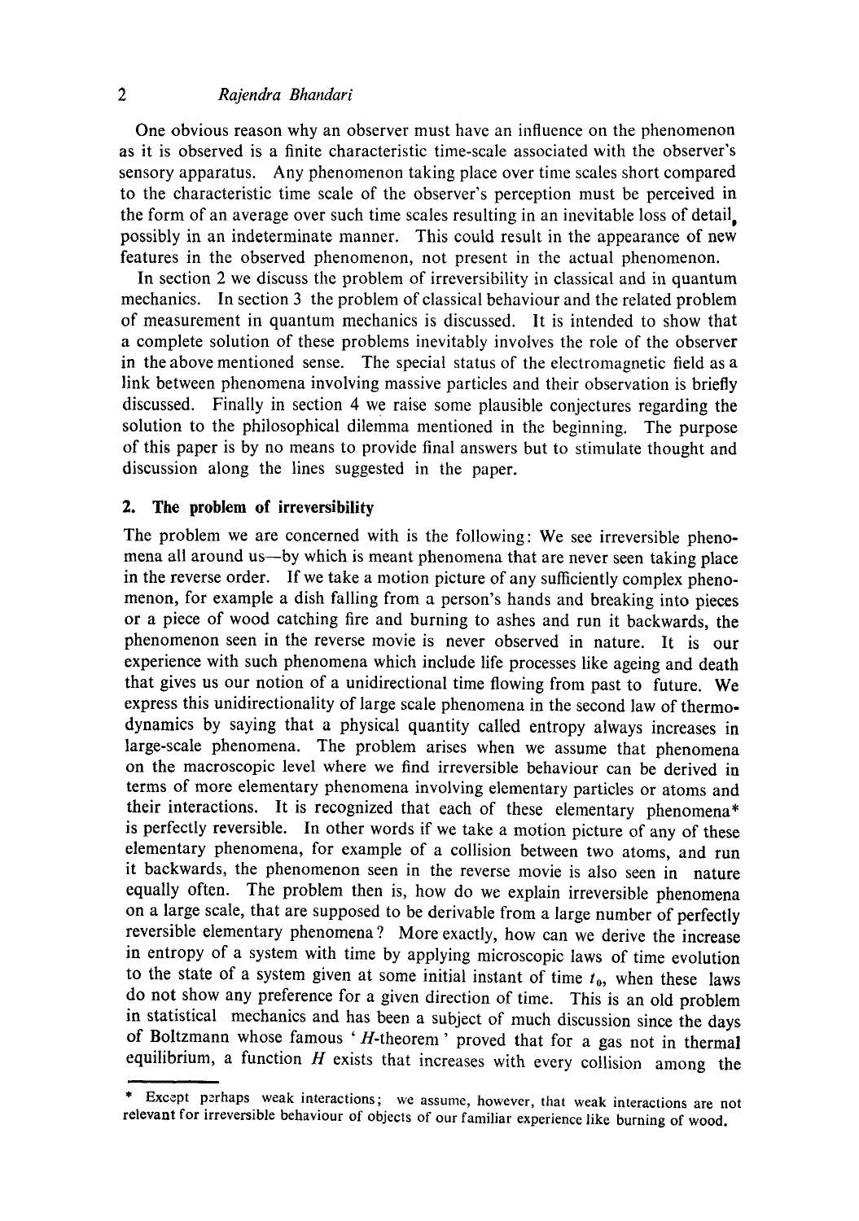One obvious reason why an observer must have an influence on the phenomenon as it is observed is a finite characteristic time-scale associated with the observer's sensory apparatus. Any phenomenon taking place over time scales short compared to the characteristic time scale of the observer's perception must be perceived in the form of an average over such time scales resulting in an inevitable loss of detail, possibly in an indeterminate manner. This could result in the appearance of new features in the observed phenomenon, not present in the actual phenomenon.

In section 2 we discuss the problem of irreversibility in classical and in quantum mechanics. In section 3 the problem of classical behaviour and the related problem of measurement in quantum mechanics is discussed. It is intended to show that a complete solution of these problems inevitably involves the role of the observer in the above mentioned sense. The special status of the electromagnetic field as a link between phenomena involving massive particles and their observation is briefly discussed. Finally in section 4 we raise some plausible conjectures regarding the solution to the philosophical dilemma mentioned in the beginning. The purpose of this paper is by no means to provide final answers but to stimulate thought and discussion along the lines suggested in the paper.

## 2. The problem of irreversibility

The problem we are concerned with is the following: We see irreversible phenomena all around us—by which is meant phenomena that are never seen taking place in the reverse order. If we take a motion picture of any sufficiently complex phenomenon, for example a dish falling from a person's hands and breaking into pieces or a piece of wood catching fire and burning to ashes and run it backwards, the phenomenon seen in the reverse movie is never observed in nature. It is our experience with such phenomena which include life processes like ageing and death that gives us our notion of a unidirectional time flowing from past to future. We express this unidirectionality of large scale phenomena in the second law of thermodynamics by saying that a physical quantity called entropy always increases in large-scale phenomena. The problem arises when we assume that phenomena on the macroscopic level where we find irreversible behaviour can be derived in terms of more elementary phenomena involving elementary particles or atoms and their interactions. It is recognized that each of these elementary phenomena* is perfectly reversible. In other words if we take a motion picture of any of these elementary phenomena, for example of a collision between two atoms, and run it backwards, the phenomenon seen in the reverse movie is also seen in nature equally often. The problem then is, how do we explain irreversible phenomena on a large scale, that are supposed to be derivable from a large number of perfectly reversible elementary phenomena? More exactly, how can we derive the increase in entropy of a system with time by applying microscopic laws of time evolution to the state of a system given at some initial instant of time $t_0$, when these laws do not show any preference for a given direction of time. This is an old problem in statistical mechanics and has been a subject of much discussion since the days of Boltzmann whose famous '$H$-theorem' proved that for a gas not in thermal equilibrium, a function $H$ exists that increases with every collision among the

---

* Except perhaps weak interactions; we assume, however, that weak interactions are not relevant for irreversible behaviour of objects of our familiar experience like burning of wood.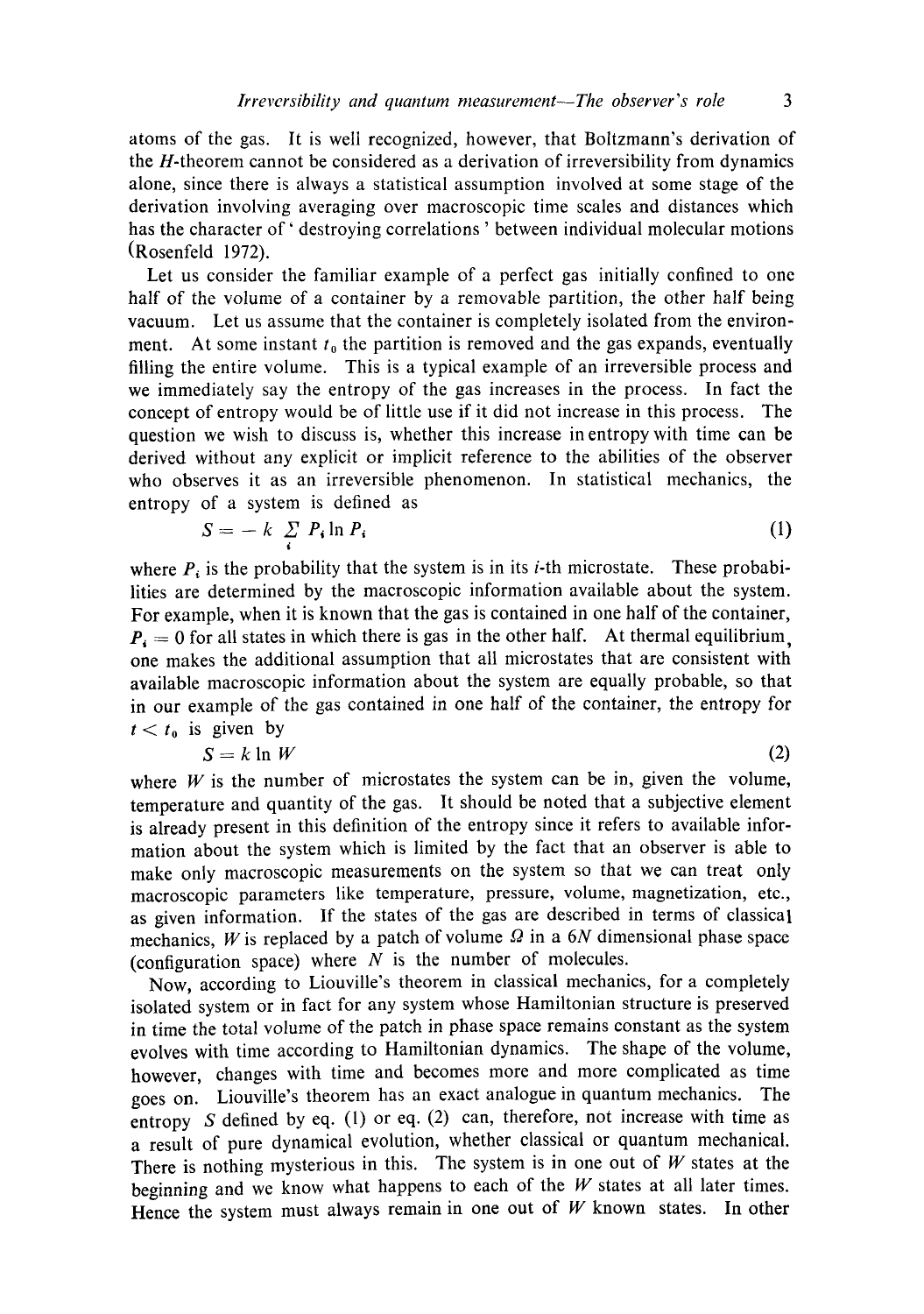atoms of the gas. It is well recognized, however, that Boltzmann's derivation of the $H$-theorem cannot be considered as a derivation of irreversibility from dynamics alone, since there is always a statistical assumption involved at some stage of the derivation involving averaging over macroscopic time scales and distances which has the character of 'destroying correlations' between individual molecular motions (Rosenfeld 1972).

Let us consider the familiar example of a perfect gas initially confined to one half of the volume of a container by a removable partition, the other half being vacuum. Let us assume that the container is completely isolated from the environment. At some instant $t_0$ the partition is removed and the gas expands, eventually filling the entire volume. This is a typical example of an irreversible process and we immediately say the entropy of the gas increases in the process. In fact the concept of entropy would be of little use if it did not increase in this process. The question we wish to discuss is, whether this increase in entropy with time can be derived without any explicit or implicit reference to the abilities of the observer who observes it as an irreversible phenomenon. In statistical mechanics, the entropy of a system is defined as

$$S = -k \sum_i P_i \ln P_i \tag{1}$$

where $P_i$ is the probability that the system is in its $i$-th microstate. These probabilities are determined by the macroscopic information available about the system. For example, when it is known that the gas is contained in one half of the container, $P_i = 0$ for all states in which there is gas in the other half. At thermal equilibrium, one makes the additional assumption that all microstates that are consistent with available macroscopic information about the system are equally probable, so that in our example of the gas contained in one half of the container, the entropy for $t < t_0$ is given by

$$S = k \ln W \tag{2}$$

where $W$ is the number of microstates the system can be in, given the volume, temperature and quantity of the gas. It should be noted that a subjective element is already present in this definition of the entropy since it refers to available information about the system which is limited by the fact that an observer is able to make only macroscopic measurements on the system so that we can treat only macroscopic parameters like temperature, pressure, volume, magnetization, etc., as given information. If the states of the gas are described in terms of classical mechanics, $W$ is replaced by a patch of volume $\Omega$ in a $6N$ dimensional phase space (configuration space) where $N$ is the number of molecules.

Now, according to Liouville's theorem in classical mechanics, for a completely isolated system or in fact for any system whose Hamiltonian structure is preserved in time the total volume of the patch in phase space remains constant as the system evolves with time according to Hamiltonian dynamics. The shape of the volume, however, changes with time and becomes more and more complicated as time goes on. Liouville's theorem has an exact analogue in quantum mechanics. The entropy $S$ defined by eq. (1) or eq. (2) can, therefore, not increase with time as a result of pure dynamical evolution, whether classical or quantum mechanical. There is nothing mysterious in this. The system is in one out of $W$ states at the beginning and we know what happens to each of the $W$ states at all later times. Hence the system must always remain in one out of $W$ known states. In other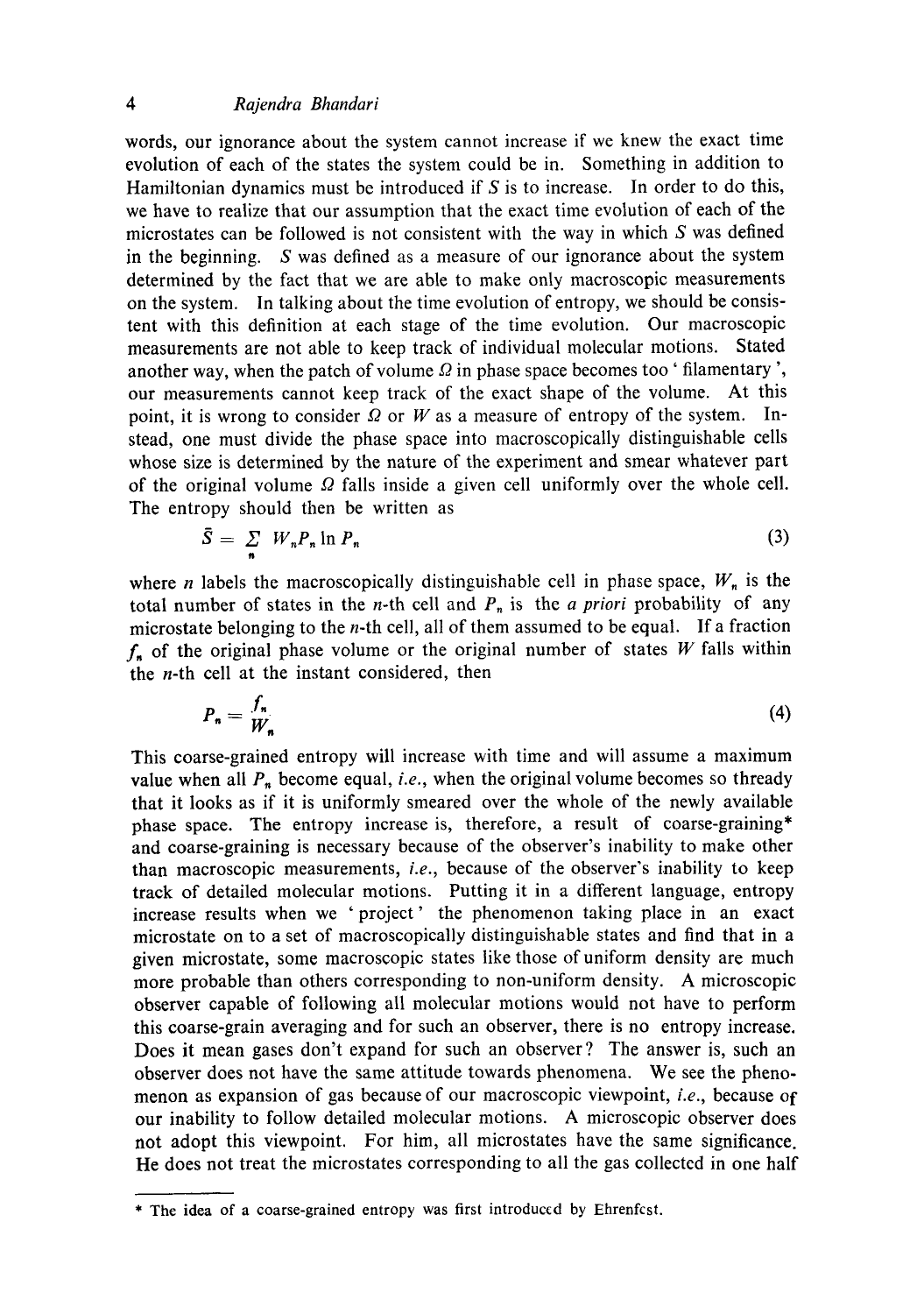words, our ignorance about the system cannot increase if we knew the exact time evolution of each of the states the system could be in. Something in addition to Hamiltonian dynamics must be introduced if $S$ is to increase. In order to do this, we have to realize that our assumption that the exact time evolution of each of the microstates can be followed is not consistent with the way in which $S$ was defined in the beginning. $S$ was defined as a measure of our ignorance about the system determined by the fact that we are able to make only macroscopic measurements on the system. In talking about the time evolution of entropy, we should be consistent with this definition at each stage of the time evolution. Our macroscopic measurements are not able to keep track of individual molecular motions. Stated another way, when the patch of volume $\Omega$ in phase space becomes too 'filamentary', our measurements cannot keep track of the exact shape of the volume. At this point, it is wrong to consider $\Omega$ or $W$ as a measure of entropy of the system. Instead, one must divide the phase space into macroscopically distinguishable cells whose size is determined by the nature of the experiment and smear whatever part of the original volume $\Omega$ falls inside a given cell uniformly over the whole cell. The entropy should then be written as

$$\bar{S} = \sum_n W_n P_n \ln P_n \tag{3}$$

where $n$ labels the macroscopically distinguishable cell in phase space, $W_n$ is the total number of states in the $n$-th cell and $P_n$ is the *a priori* probability of any microstate belonging to the $n$-th cell, all of them assumed to be equal. If a fraction $f_n$ of the original phase volume or the original number of states $W$ falls within the $n$-th cell at the instant considered, then

$$P_n = \frac{f_n}{W_n} \tag{4}$$

This coarse-grained entropy will increase with time and will assume a maximum value when all $P_n$ become equal, *i.e.*, when the original volume becomes so thready that it looks as if it is uniformly smeared over the whole of the newly available phase space. The entropy increase is, therefore, a result of coarse-graining* and coarse-graining is necessary because of the observer's inability to make other than macroscopic measurements, *i.e.*, because of the observer's inability to keep track of detailed molecular motions. Putting it in a different language, entropy increase results when we 'project' the phenomenon taking place in an exact microstate on to a set of macroscopically distinguishable states and find that in a given microstate, some macroscopic states like those of uniform density are much more probable than others corresponding to non-uniform density. A microscopic observer capable of following all molecular motions would not have to perform this coarse-grain averaging and for such an observer, there is no entropy increase. Does it mean gases don't expand for such an observer? The answer is, such an observer does not have the same attitude towards phenomena. We see the phenomenon as expansion of gas because of our macroscopic viewpoint, *i.e.*, because of our inability to follow detailed molecular motions. A microscopic observer does not adopt this viewpoint. For him, all microstates have the same significance. He does not treat the microstates corresponding to all the gas collected in one half

---

* The idea of a coarse-grained entropy was first introduced by Ehrenfest.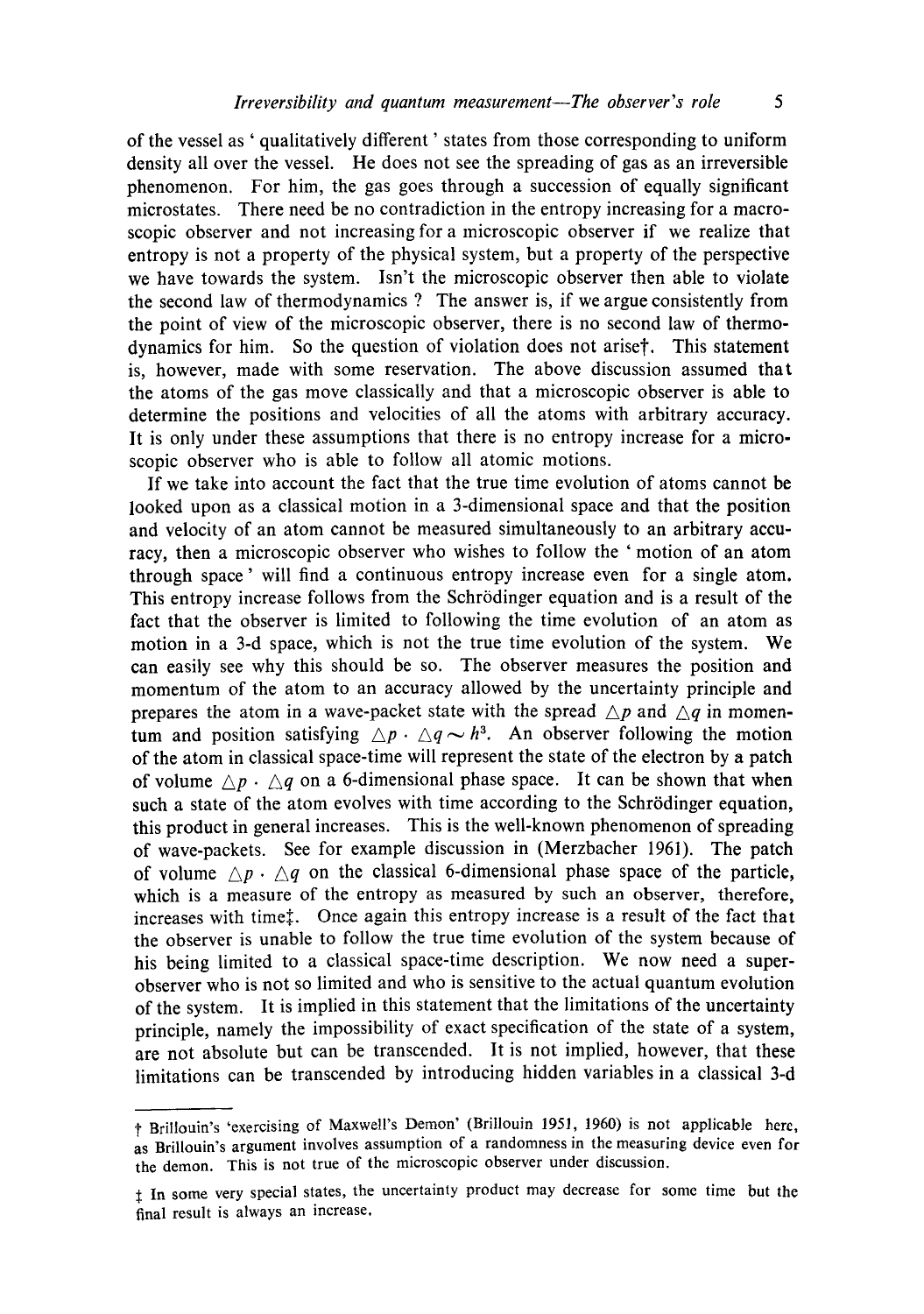of the vessel as 'qualitatively different' states from those corresponding to uniform density all over the vessel. He does not see the spreading of gas as an irreversible phenomenon. For him, the gas goes through a succession of equally significant microstates. There need be no contradiction in the entropy increasing for a macroscopic observer and not increasing for a microscopic observer if we realize that entropy is not a property of the physical system, but a property of the perspective we have towards the system. Isn't the microscopic observer then able to violate the second law of thermodynamics ? The answer is, if we argue consistently from the point of view of the microscopic observer, there is no second law of thermodynamics for him. So the question of violation does not arise†. This statement is, however, made with some reservation. The above discussion assumed that the atoms of the gas move classically and that a microscopic observer is able to determine the positions and velocities of all the atoms with arbitrary accuracy. It is only under these assumptions that there is no entropy increase for a microscopic observer who is able to follow all atomic motions.

If we take into account the fact that the true time evolution of atoms cannot be looked upon as a classical motion in a 3-dimensional space and that the position and velocity of an atom cannot be measured simultaneously to an arbitrary accuracy, then a microscopic observer who wishes to follow the 'motion of an atom through space' will find a continuous entropy increase even for a single atom. This entropy increase follows from the Schrödinger equation and is a result of the fact that the observer is limited to following the time evolution of an atom as motion in a 3-d space, which is not the true time evolution of the system. We can easily see why this should be so. The observer measures the position and momentum of the atom to an accuracy allowed by the uncertainty principle and prepares the atom in a wave-packet state with the spread $\triangle p$ and $\triangle q$ in momentum and position satisfying $\triangle p \cdot \triangle q \sim h^3$. An observer following the motion of the atom in classical space-time will represent the state of the electron by a patch of volume $\triangle p \cdot \triangle q$ on a 6-dimensional phase space. It can be shown that when such a state of the atom evolves with time according to the Schrödinger equation, this product in general increases. This is the well-known phenomenon of spreading of wave-packets. See for example discussion in (Merzbacher 1961). The patch of volume $\triangle p \cdot \triangle q$ on the classical 6-dimensional phase space of the particle, which is a measure of the entropy as measured by such an observer, therefore, increases with time‡. Once again this entropy increase is a result of the fact that the observer is unable to follow the true time evolution of the system because of his being limited to a classical space-time description. We now need a super-observer who is not so limited and who is sensitive to the actual quantum evolution of the system. It is implied in this statement that the limitations of the uncertainty principle, namely the impossibility of exact specification of the state of a system, are not absolute but can be transcended. It is not implied, however, that these limitations can be transcended by introducing hidden variables in a classical 3-d

---

† Brillouin's 'exercising of Maxwell's Demon' (Brillouin 1951, 1960) is not applicable here, as Brillouin's argument involves assumption of a randomness in the measuring device even for the demon. This is not true of the microscopic observer under discussion.

‡ In some very special states, the uncertainty product may decrease for some time but the final result is always an increase.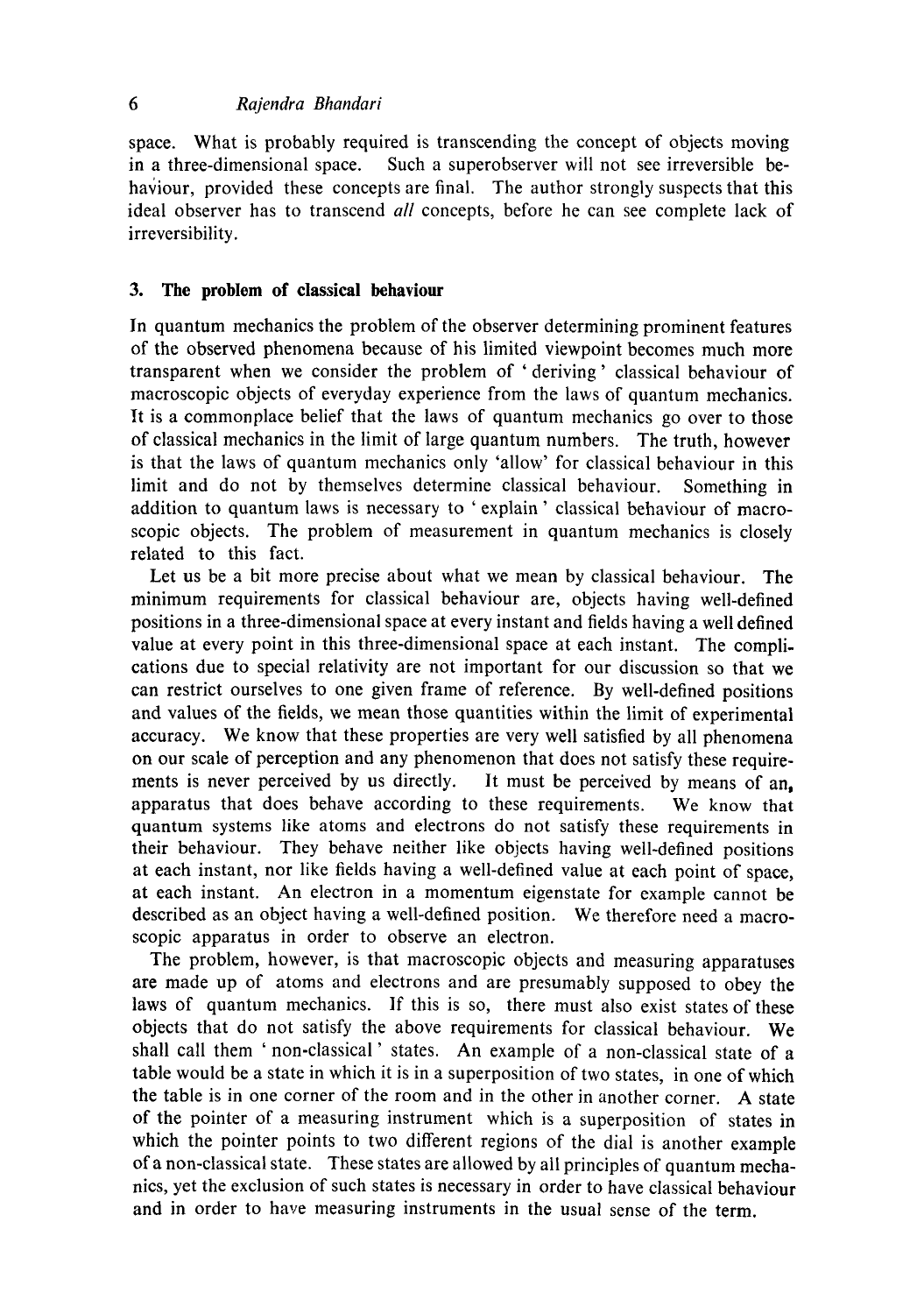space. What is probably required is transcending the concept of objects moving in a three-dimensional space. Such a superobserver will not see irreversible behaviour, provided these concepts are final. The author strongly suspects that this ideal observer has to transcend *all* concepts, before he can see complete lack of irreversibility.

## 3. The problem of classical behaviour

In quantum mechanics the problem of the observer determining prominent features of the observed phenomena because of his limited viewpoint becomes much more transparent when we consider the problem of 'deriving' classical behaviour of macroscopic objects of everyday experience from the laws of quantum mechanics. It is a commonplace belief that the laws of quantum mechanics go over to those of classical mechanics in the limit of large quantum numbers. The truth, however is that the laws of quantum mechanics only 'allow' for classical behaviour in this limit and do not by themselves determine classical behaviour. Something in addition to quantum laws is necessary to 'explain' classical behaviour of macroscopic objects. The problem of measurement in quantum mechanics is closely related to this fact.

Let us be a bit more precise about what we mean by classical behaviour. The minimum requirements for classical behaviour are, objects having well-defined positions in a three-dimensional space at every instant and fields having a well defined value at every point in this three-dimensional space at each instant. The complications due to special relativity are not important for our discussion so that we can restrict ourselves to one given frame of reference. By well-defined positions and values of the fields, we mean those quantities within the limit of experimental accuracy. We know that these properties are very well satisfied by all phenomena on our scale of perception and any phenomenon that does not satisfy these requirements is never perceived by us directly. It must be perceived by means of an, apparatus that does behave according to these requirements. We know that quantum systems like atoms and electrons do not satisfy these requirements in their behaviour. They behave neither like objects having well-defined positions at each instant, nor like fields having a well-defined value at each point of space, at each instant. An electron in a momentum eigenstate for example cannot be described as an object having a well-defined position. We therefore need a macroscopic apparatus in order to observe an electron.

The problem, however, is that macroscopic objects and measuring apparatuses are made up of atoms and electrons and are presumably supposed to obey the laws of quantum mechanics. If this is so, there must also exist states of these objects that do not satisfy the above requirements for classical behaviour. We shall call them 'non-classical' states. An example of a non-classical state of a table would be a state in which it is in a superposition of two states, in one of which the table is in one corner of the room and in the other in another corner. A state of the pointer of a measuring instrument which is a superposition of states in which the pointer points to two different regions of the dial is another example of a non-classical state. These states are allowed by all principles of quantum mechanics, yet the exclusion of such states is necessary in order to have classical behaviour and in order to have measuring instruments in the usual sense of the term.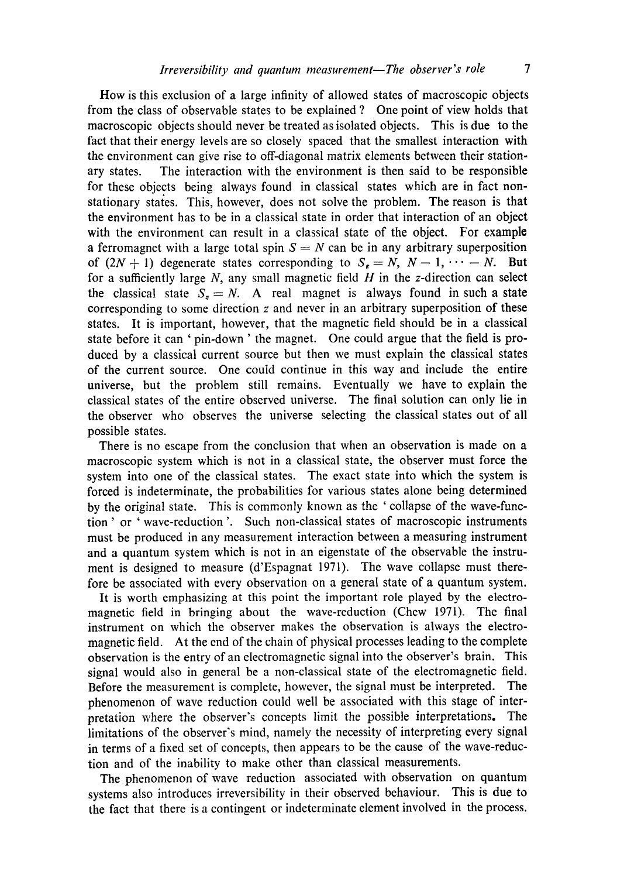How is this exclusion of a large infinity of allowed states of macroscopic objects from the class of observable states to be explained? One point of view holds that macroscopic objects should never be treated as isolated objects. This is due to the fact that their energy levels are so closely spaced that the smallest interaction with the environment can give rise to off-diagonal matrix elements between their stationary states. The interaction with the environment is then said to be responsible for these objects being always found in classical states which are in fact non-stationary states. This, however, does not solve the problem. The reason is that the environment has to be in a classical state in order that interaction of an object with the environment can result in a classical state of the object. For example a ferromagnet with a large total spin $S = N$ can be in any arbitrary superposition of $(2N + 1)$ degenerate states corresponding to $S_z = N, N - 1, \cdots - N$. But for a sufficiently large $N$, any small magnetic field $H$ in the $z$-direction can select the classical state $S_z = N$. A real magnet is always found in such a state corresponding to some direction $z$ and never in an arbitrary superposition of these states. It is important, however, that the magnetic field should be in a classical state before it can 'pin-down' the magnet. One could argue that the field is produced by a classical current source but then we must explain the classical states of the current source. One could continue in this way and include the entire universe, but the problem still remains. Eventually we have to explain the classical states of the entire observed universe. The final solution can only lie in the observer who observes the universe selecting the classical states out of all possible states.

There is no escape from the conclusion that when an observation is made on a macroscopic system which is not in a classical state, the observer must force the system into one of the classical states. The exact state into which the system is forced is indeterminate, the probabilities for various states alone being determined by the original state. This is commonly known as the 'collapse of the wave-function' or 'wave-reduction'. Such non-classical states of macroscopic instruments must be produced in any measurement interaction between a measuring instrument and a quantum system which is not in an eigenstate of the observable the instrument is designed to measure (d'Espagnat 1971). The wave collapse must therefore be associated with every observation on a general state of a quantum system.

It is worth emphasizing at this point the important role played by the electromagnetic field in bringing about the wave-reduction (Chew 1971). The final instrument on which the observer makes the observation is always the electromagnetic field. At the end of the chain of physical processes leading to the complete observation is the entry of an electromagnetic signal into the observer's brain. This signal would also in general be a non-classical state of the electromagnetic field. Before the measurement is complete, however, the signal must be interpreted. The phenomenon of wave reduction could well be associated with this stage of interpretation where the observer's concepts limit the possible interpretations. The limitations of the observer's mind, namely the necessity of interpreting every signal in terms of a fixed set of concepts, then appears to be the cause of the wave-reduction and of the inability to make other than classical measurements.

The phenomenon of wave reduction associated with observation on quantum systems also introduces irreversibility in their observed behaviour. This is due to the fact that there is a contingent or indeterminate element involved in the process.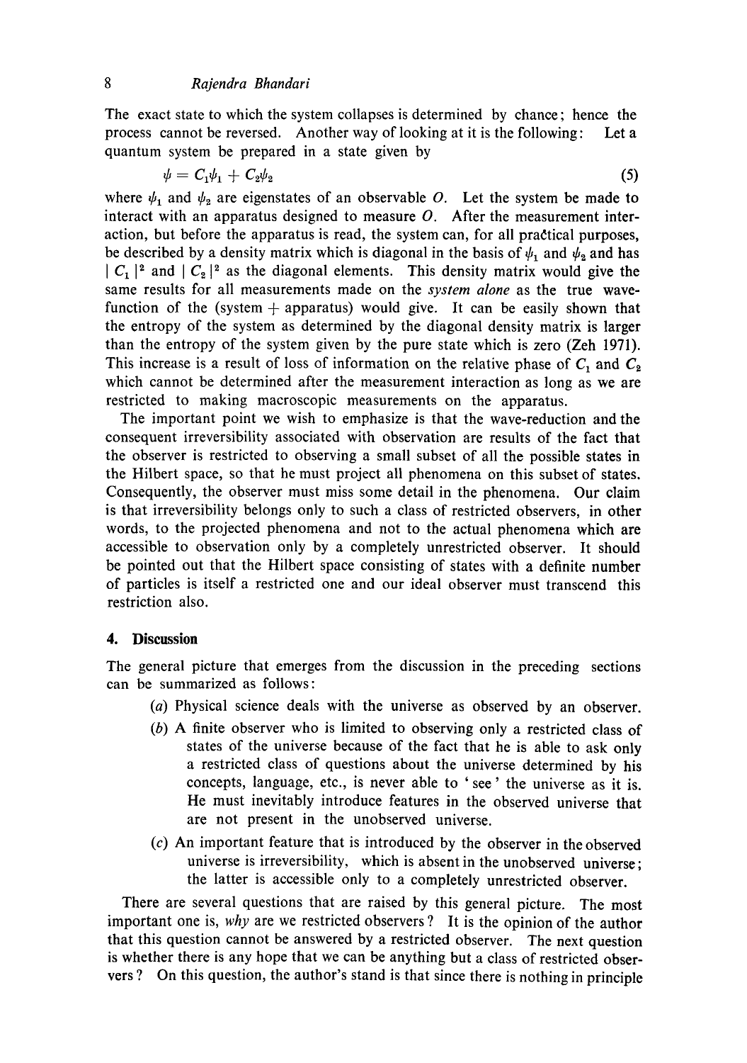The exact state to which the system collapses is determined by chance; hence the process cannot be reversed. Another way of looking at it is the following: Let a quantum system be prepared in a state given by

$$\psi = C_1\psi_1 + C_2\psi_2 \tag{5}$$

where $\psi_1$ and $\psi_2$ are eigenstates of an observable $O$. Let the system be made to interact with an apparatus designed to measure $O$. After the measurement interaction, but before the apparatus is read, the system can, for all practical purposes, be described by a density matrix which is diagonal in the basis of $\psi_1$ and $\psi_2$ and has $|C_1|^2$ and $|C_2|^2$ as the diagonal elements. This density matrix would give the same results for all measurements made on the *system alone* as the true wavefunction of the (system + apparatus) would give. It can be easily shown that the entropy of the system as determined by the diagonal density matrix is larger than the entropy of the system given by the pure state which is zero (Zeh 1971). This increase is a result of loss of information on the relative phase of $C_1$ and $C_2$ which cannot be determined after the measurement interaction as long as we are restricted to making macroscopic measurements on the apparatus.

The important point we wish to emphasize is that the wave-reduction and the consequent irreversibility associated with observation are results of the fact that the observer is restricted to observing a small subset of all the possible states in the Hilbert space, so that he must project all phenomena on this subset of states. Consequently, the observer must miss some detail in the phenomena. Our claim is that irreversibility belongs only to such a class of restricted observers, in other words, to the projected phenomena and not to the actual phenomena which are accessible to observation only by a completely unrestricted observer. It should be pointed out that the Hilbert space consisting of states with a definite number of particles is itself a restricted one and our ideal observer must transcend this restriction also.

## 4. Discussion

The general picture that emerges from the discussion in the preceding sections can be summarized as follows:

(*a*) Physical science deals with the universe as observed by an observer.

(*b*) A finite observer who is limited to observing only a restricted class of states of the universe because of the fact that he is able to ask only a restricted class of questions about the universe determined by his concepts, language, etc., is never able to 'see' the universe as it is. He must inevitably introduce features in the observed universe that are not present in the unobserved universe.

(*c*) An important feature that is introduced by the observer in the observed universe is irreversibility, which is absent in the unobserved universe; the latter is accessible only to a completely unrestricted observer.

There are several questions that are raised by this general picture. The most important one is, *why* are we restricted observers? It is the opinion of the author that this question cannot be answered by a restricted observer. The next question is whether there is any hope that we can be anything but a class of restricted observers? On this question, the author's stand is that since there is nothing in principle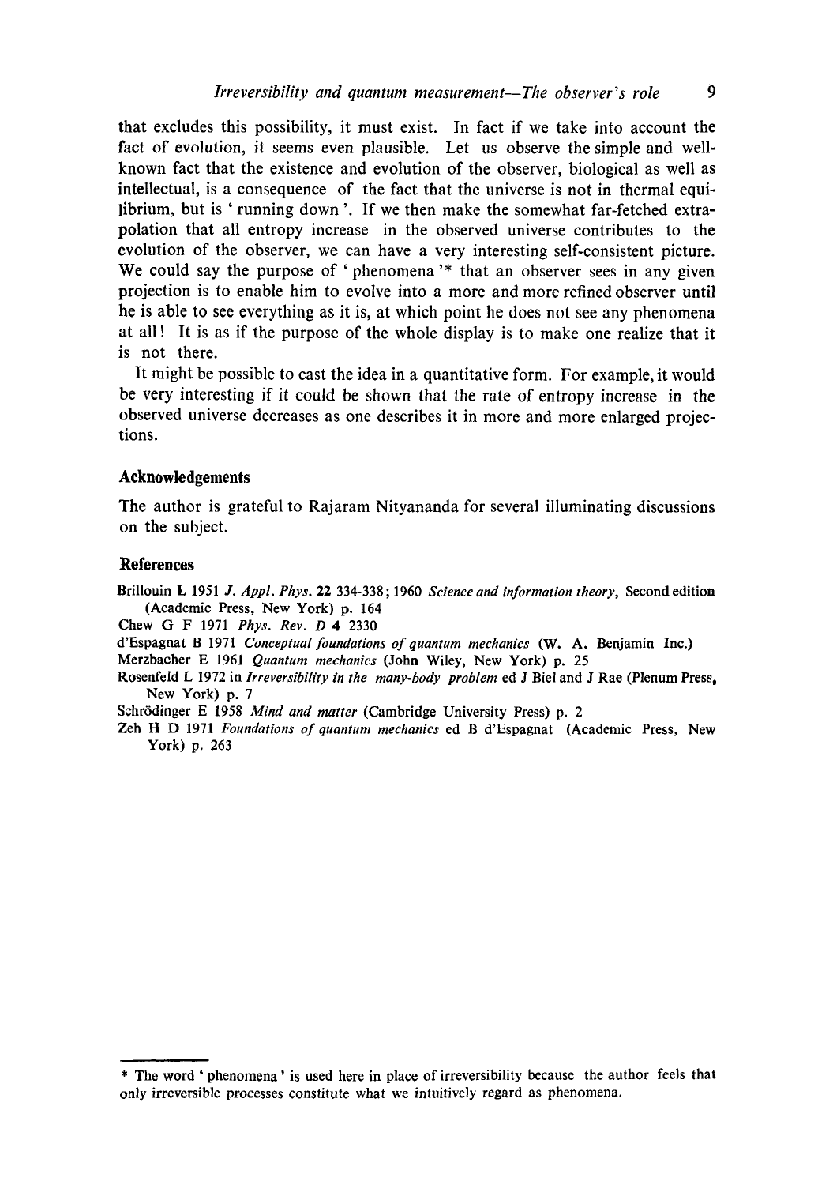that excludes this possibility, it must exist. In fact if we take into account the fact of evolution, it seems even plausible. Let us observe the simple and well-known fact that the existence and evolution of the observer, biological as well as intellectual, is a consequence of the fact that the universe is not in thermal equilibrium, but is 'running down'. If we then make the somewhat far-fetched extrapolation that all entropy increase in the observed universe contributes to the evolution of the observer, we can have a very interesting self-consistent picture. We could say the purpose of 'phenomena'* that an observer sees in any given projection is to enable him to evolve into a more and more refined observer until he is able to see everything as it is, at which point he does not see any phenomena at all! It is as if the purpose of the whole display is to make one realize that it is not there.

It might be possible to cast the idea in a quantitative form. For example, it would be very interesting if it could be shown that the rate of entropy increase in the observed universe decreases as one describes it in more and more enlarged projections.

## Acknowledgements

The author is grateful to Rajaram Nityananda for several illuminating discussions on the subject.

## References

Brillouin L 1951 *J. Appl. Phys.* **22** 334-338; 1960 *Science and information theory*, Second edition (Academic Press, New York) p. 164

Chew G F 1971 *Phys. Rev. D* **4** 2330

d'Espagnat B 1971 *Conceptual foundations of quantum mechanics* (W. A. Benjamin Inc.)

Merzbacher E 1961 *Quantum mechanics* (John Wiley, New York) p. 25

Rosenfeld L 1972 in *Irreversibility in the many-body problem* ed J Biel and J Rae (Plenum Press, New York) p. 7

Schrödinger E 1958 *Mind and matter* (Cambridge University Press) p. 2

Zeh H D 1971 *Foundations of quantum mechanics* ed B d'Espagnat (Academic Press, New York) p. 263

---

* The word 'phenomena' is used here in place of irreversibility because the author feels that only irreversible processes constitute what we intuitively regard as phenomena.